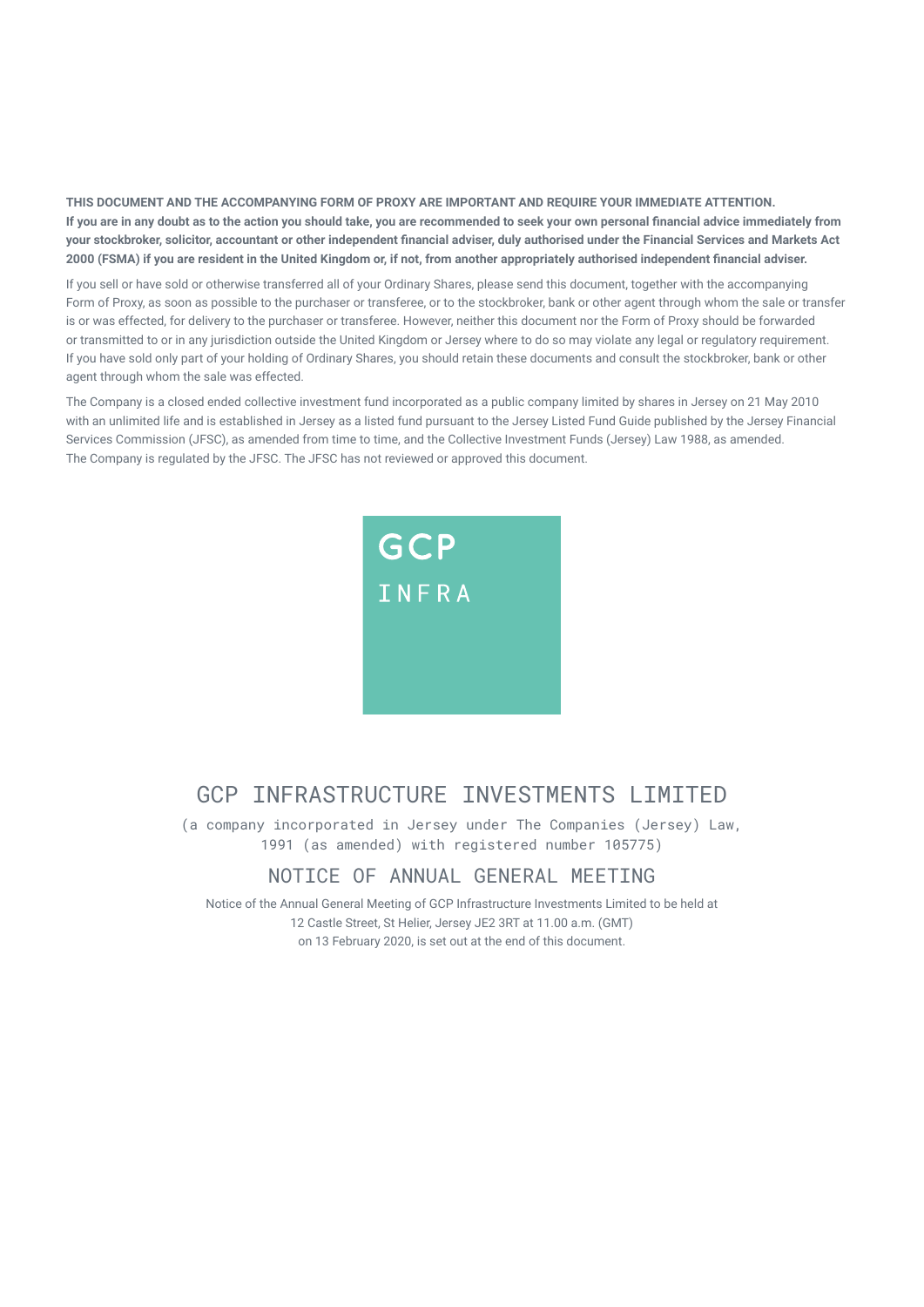**THIS DOCUMENT AND THE ACCOMPANYING FORM OF PROXY ARE IMPORTANT AND REQUIRE YOUR IMMEDIATE ATTENTION.**
**If you are in any doubt as to the action you should take, you are recommended to seek your own personal financial advice immediately from your stockbroker, solicitor, accountant or other independent financial adviser, duly authorised under the Financial Services and Markets Act 2000 (FSMA) if you are resident in the United Kingdom or, if not, from another appropriately authorised independent financial adviser.**

If you sell or have sold or otherwise transferred all of your Ordinary Shares, please send this document, together with the accompanying Form of Proxy, as soon as possible to the purchaser or transferee, or to the stockbroker, bank or other agent through whom the sale or transfer is or was effected, for delivery to the purchaser or transferee. However, neither this document nor the Form of Proxy should be forwarded or transmitted to or in any jurisdiction outside the United Kingdom or Jersey where to do so may violate any legal or regulatory requirement. If you have sold only part of your holding of Ordinary Shares, you should retain these documents and consult the stockbroker, bank or other agent through whom the sale was effected.

The Company is a closed ended collective investment fund incorporated as a public company limited by shares in Jersey on 21 May 2010 with an unlimited life and is established in Jersey as a listed fund pursuant to the Jersey Listed Fund Guide published by the Jersey Financial Services Commission (JFSC), as amended from time to time, and the Collective Investment Funds (Jersey) Law 1988, as amended. The Company is regulated by the JFSC. The JFSC has not reviewed or approved this document.

GCP
INFRA

# GCP INFRASTRUCTURE INVESTMENTS LIMITED

(a company incorporated in Jersey under The Companies (Jersey) Law, 1991 (as amended) with registered number 105775)

## NOTICE OF ANNUAL GENERAL MEETING

Notice of the Annual General Meeting of GCP Infrastructure Investments Limited to be held at 12 Castle Street, St Helier, Jersey JE2 3RT at 11.00 a.m. (GMT) on 13 February 2020, is set out at the end of this document.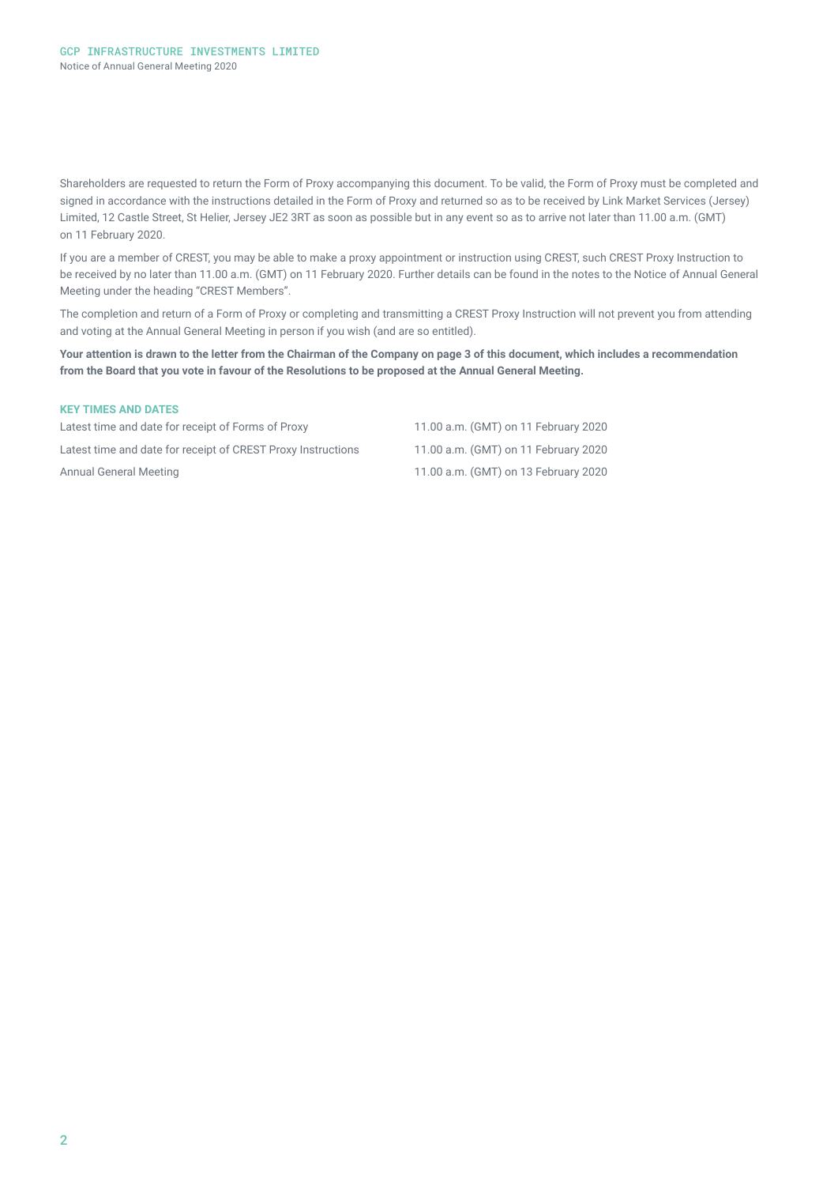Shareholders are requested to return the Form of Proxy accompanying this document. To be valid, the Form of Proxy must be completed and signed in accordance with the instructions detailed in the Form of Proxy and returned so as to be received by Link Market Services (Jersey) Limited, 12 Castle Street, St Helier, Jersey JE2 3RT as soon as possible but in any event so as to arrive not later than 11.00 a.m. (GMT) on 11 February 2020.

If you are a member of CREST, you may be able to make a proxy appointment or instruction using CREST, such CREST Proxy Instruction to be received by no later than 11.00 a.m. (GMT) on 11 February 2020. Further details can be found in the notes to the Notice of Annual General Meeting under the heading "CREST Members".

The completion and return of a Form of Proxy or completing and transmitting a CREST Proxy Instruction will not prevent you from attending and voting at the Annual General Meeting in person if you wish (and are so entitled).

**Your attention is drawn to the letter from the Chairman of the Company on page 3 of this document, which includes a recommendation from the Board that you vote in favour of the Resolutions to be proposed at the Annual General Meeting.**

### KEY TIMES AND DATES

| | |
|---|---|
| Latest time and date for receipt of Forms of Proxy | 11.00 a.m. (GMT) on 11 February 2020 |
| Latest time and date for receipt of CREST Proxy Instructions | 11.00 a.m. (GMT) on 11 February 2020 |
| Annual General Meeting | 11.00 a.m. (GMT) on 13 February 2020 |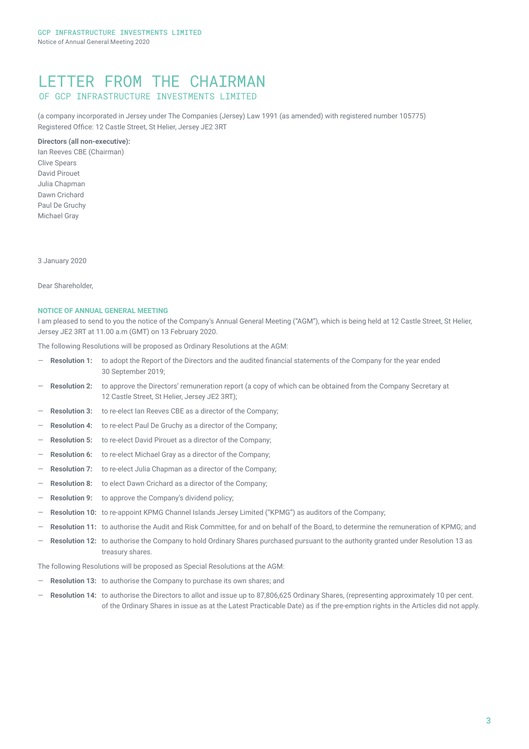# LETTER FROM THE CHAIRMAN

## OF GCP INFRASTRUCTURE INVESTMENTS LIMITED

(a company incorporated in Jersey under The Companies (Jersey) Law 1991 (as amended) with registered number 105775)
Registered Office: 12 Castle Street, St Helier, Jersey JE2 3RT

**Directors (all non-executive):**
Ian Reeves CBE (Chairman)
Clive Spears
David Pirouet
Julia Chapman
Dawn Crichard
Paul De Gruchy
Michael Gray

3 January 2020

Dear Shareholder,

**NOTICE OF ANNUAL GENERAL MEETING**

I am pleased to send to you the notice of the Company's Annual General Meeting ("AGM"), which is being held at 12 Castle Street, St Helier, Jersey JE2 3RT at 11.00 a.m (GMT) on 13 February 2020.

The following Resolutions will be proposed as Ordinary Resolutions at the AGM:

- **Resolution 1:** to adopt the Report of the Directors and the audited financial statements of the Company for the year ended 30 September 2019;
- **Resolution 2:** to approve the Directors' remuneration report (a copy of which can be obtained from the Company Secretary at 12 Castle Street, St Helier, Jersey JE2 3RT);
- **Resolution 3:** to re-elect Ian Reeves CBE as a director of the Company;
- **Resolution 4:** to re-elect Paul De Gruchy as a director of the Company;
- **Resolution 5:** to re-elect David Pirouet as a director of the Company;
- **Resolution 6:** to re-elect Michael Gray as a director of the Company;
- **Resolution 7:** to re-elect Julia Chapman as a director of the Company;
- **Resolution 8:** to elect Dawn Crichard as a director of the Company;
- **Resolution 9:** to approve the Company's dividend policy;
- **Resolution 10:** to re-appoint KPMG Channel Islands Jersey Limited ("KPMG") as auditors of the Company;
- **Resolution 11:** to authorise the Audit and Risk Committee, for and on behalf of the Board, to determine the remuneration of KPMG; and
- **Resolution 12:** to authorise the Company to hold Ordinary Shares purchased pursuant to the authority granted under Resolution 13 as treasury shares.

The following Resolutions will be proposed as Special Resolutions at the AGM:

- **Resolution 13:** to authorise the Company to purchase its own shares; and
- **Resolution 14:** to authorise the Directors to allot and issue up to 87,806,625 Ordinary Shares, (representing approximately 10 per cent. of the Ordinary Shares in issue as at the Latest Practicable Date) as if the pre-emption rights in the Articles did not apply.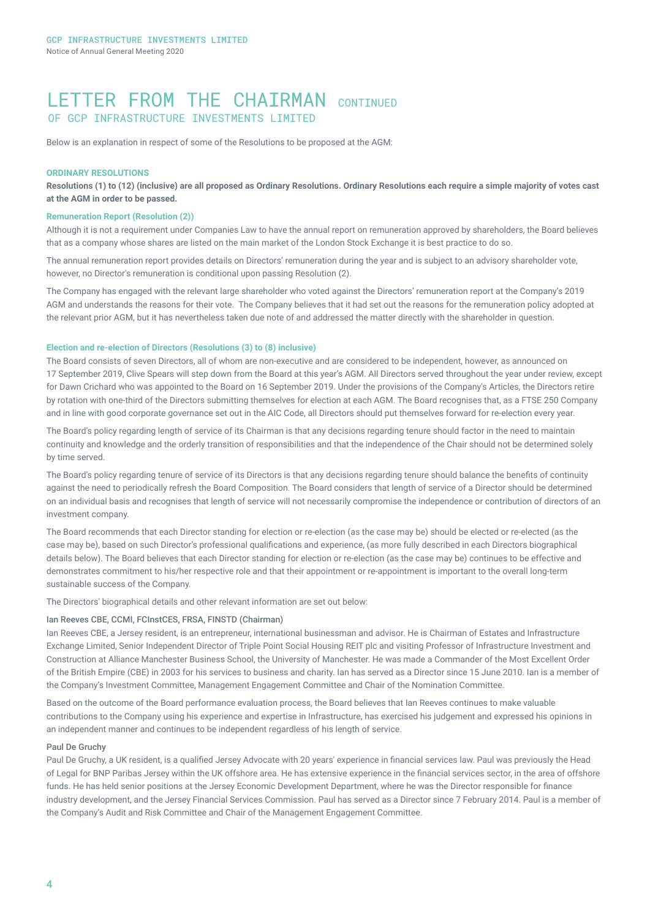# LETTER FROM THE CHAIRMAN CONTINUED
## OF GCP INFRASTRUCTURE INVESTMENTS LIMITED

Below is an explanation in respect of some of the Resolutions to be proposed at the AGM:

### ORDINARY RESOLUTIONS

**Resolutions (1) to (12) (inclusive) are all proposed as Ordinary Resolutions. Ordinary Resolutions each require a simple majority of votes cast at the AGM in order to be passed.**

#### Remuneration Report (Resolution (2))

Although it is not a requirement under Companies Law to have the annual report on remuneration approved by shareholders, the Board believes that as a company whose shares are listed on the main market of the London Stock Exchange it is best practice to do so.

The annual remuneration report provides details on Directors' remuneration during the year and is subject to an advisory shareholder vote, however, no Director's remuneration is conditional upon passing Resolution (2).

The Company has engaged with the relevant large shareholder who voted against the Directors' remuneration report at the Company's 2019 AGM and understands the reasons for their vote. The Company believes that it had set out the reasons for the remuneration policy adopted at the relevant prior AGM, but it has nevertheless taken due note of and addressed the matter directly with the shareholder in question.

#### Election and re-election of Directors (Resolutions (3) to (8) inclusive)

The Board consists of seven Directors, all of whom are non-executive and are considered to be independent, however, as announced on 17 September 2019, Clive Spears will step down from the Board at this year's AGM. All Directors served throughout the year under review, except for Dawn Crichard who was appointed to the Board on 16 September 2019. Under the provisions of the Company's Articles, the Directors retire by rotation with one-third of the Directors submitting themselves for election at each AGM. The Board recognises that, as a FTSE 250 Company and in line with good corporate governance set out in the AIC Code, all Directors should put themselves forward for re-election every year.

The Board's policy regarding length of service of its Chairman is that any decisions regarding tenure should factor in the need to maintain continuity and knowledge and the orderly transition of responsibilities and that the independence of the Chair should not be determined solely by time served.

The Board's policy regarding tenure of service of its Directors is that any decisions regarding tenure should balance the benefits of continuity against the need to periodically refresh the Board Composition. The Board considers that length of service of a Director should be determined on an individual basis and recognises that length of service will not necessarily compromise the independence or contribution of directors of an investment company.

The Board recommends that each Director standing for election or re-election (as the case may be) should be elected or re-elected (as the case may be), based on such Director's professional qualifications and experience, (as more fully described in each Directors biographical details below). The Board believes that each Director standing for election or re-election (as the case may be) continues to be effective and demonstrates commitment to his/her respective role and that their appointment or re-appointment is important to the overall long-term sustainable success of the Company.

The Directors' biographical details and other relevant information are set out below:

**Ian Reeves CBE, CCMI, FCInstCES, FRSA, FINSTD (Chairman)**

Ian Reeves CBE, a Jersey resident, is an entrepreneur, international businessman and advisor. He is Chairman of Estates and Infrastructure Exchange Limited, Senior Independent Director of Triple Point Social Housing REIT plc and visiting Professor of Infrastructure Investment and Construction at Alliance Manchester Business School, the University of Manchester. He was made a Commander of the Most Excellent Order of the British Empire (CBE) in 2003 for his services to business and charity. Ian has served as a Director since 15 June 2010. Ian is a member of the Company's Investment Committee, Management Engagement Committee and Chair of the Nomination Committee.

Based on the outcome of the Board performance evaluation process, the Board believes that Ian Reeves continues to make valuable contributions to the Company using his experience and expertise in Infrastructure, has exercised his judgement and expressed his opinions in an independent manner and continues to be independent regardless of his length of service.

**Paul De Gruchy**

Paul De Gruchy, a UK resident, is a qualified Jersey Advocate with 20 years' experience in financial services law. Paul was previously the Head of Legal for BNP Paribas Jersey within the UK offshore area. He has extensive experience in the financial services sector, in the area of offshore funds. He has held senior positions at the Jersey Economic Development Department, where he was the Director responsible for finance industry development, and the Jersey Financial Services Commission. Paul has served as a Director since 7 February 2014. Paul is a member of the Company's Audit and Risk Committee and Chair of the Management Engagement Committee.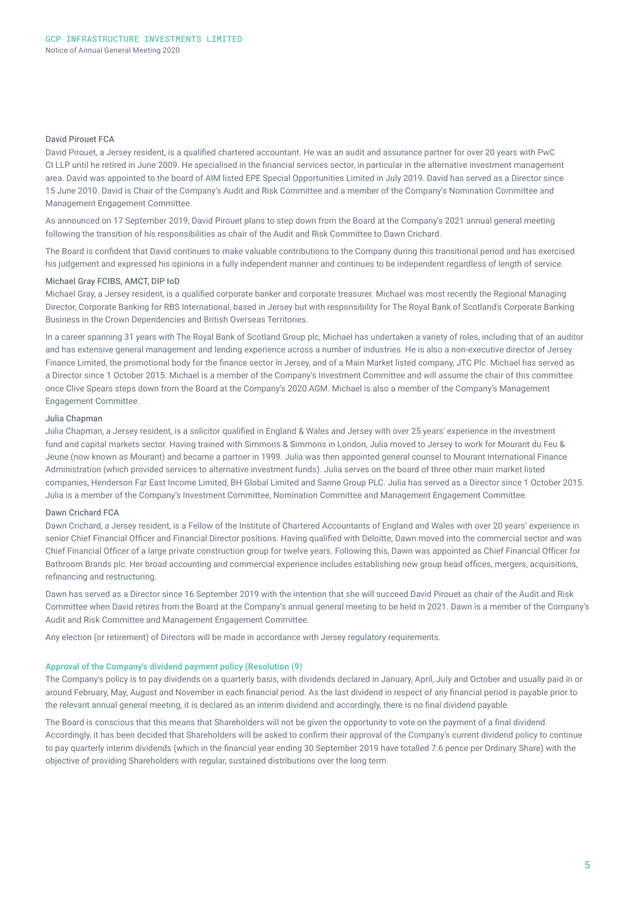#### David Pirouet FCA

David Pirouet, a Jersey resident, is a qualified chartered accountant. He was an audit and assurance partner for over 20 years with PwC CI LLP until he retired in June 2009. He specialised in the financial services sector, in particular in the alternative investment management area. David was appointed to the board of AIM listed EPE Special Opportunities Limited in July 2019. David has served as a Director since 15 June 2010. David is Chair of the Company's Audit and Risk Committee and a member of the Company's Nomination Committee and Management Engagement Committee.

As announced on 17 September 2019, David Pirouet plans to step down from the Board at the Company's 2021 annual general meeting following the transition of his responsibilities as chair of the Audit and Risk Committee to Dawn Crichard.

The Board is confident that David continues to make valuable contributions to the Company during this transitional period and has exercised his judgement and expressed his opinions in a fully independent manner and continues to be independent regardless of length of service.

#### Michael Gray FCIBS, AMCT, DIP IoD

Michael Gray, a Jersey resident, is a qualified corporate banker and corporate treasurer. Michael was most recently the Regional Managing Director, Corporate Banking for RBS International, based in Jersey but with responsibility for The Royal Bank of Scotland's Corporate Banking Business in the Crown Dependencies and British Overseas Territories.

In a career spanning 31 years with The Royal Bank of Scotland Group plc, Michael has undertaken a variety of roles, including that of an auditor and has extensive general management and lending experience across a number of industries. He is also a non-executive director of Jersey Finance Limited, the promotional body for the finance sector in Jersey, and of a Main Market listed company, JTC Plc. Michael has served as a Director since 1 October 2015. Michael is a member of the Company's Investment Committee and will assume the chair of this committee once Clive Spears steps down from the Board at the Company's 2020 AGM. Michael is also a member of the Company's Management Engagement Committee.

#### Julia Chapman

Julia Chapman, a Jersey resident, is a solicitor qualified in England & Wales and Jersey with over 25 years' experience in the investment fund and capital markets sector. Having trained with Simmons & Simmons in London, Julia moved to Jersey to work for Mourant du Feu & Jeune (now known as Mourant) and became a partner in 1999. Julia was then appointed general counsel to Mourant International Finance Administration (which provided services to alternative investment funds). Julia serves on the board of three other main market listed companies, Henderson Far East Income Limited, BH Global Limited and Sanne Group PLC. Julia has served as a Director since 1 October 2015. Julia is a member of the Company's Investment Committee, Nomination Committee and Management Engagement Committee.

#### Dawn Crichard FCA

Dawn Crichard, a Jersey resident, is a Fellow of the Institute of Chartered Accountants of England and Wales with over 20 years' experience in senior Chief Financial Officer and Financial Director positions. Having qualified with Deloitte, Dawn moved into the commercial sector and was Chief Financial Officer of a large private construction group for twelve years. Following this, Dawn was appointed as Chief Financial Officer for Bathroom Brands plc. Her broad accounting and commercial experience includes establishing new group head offices, mergers, acquisitions, refinancing and restructuring.

Dawn has served as a Director since 16 September 2019 with the intention that she will succeed David Pirouet as chair of the Audit and Risk Committee when David retires from the Board at the Company's annual general meeting to be held in 2021. Dawn is a member of the Company's Audit and Risk Committee and Management Engagement Committee.

Any election (or retirement) of Directors will be made in accordance with Jersey regulatory requirements.

### Approval of the Company's dividend payment policy (Resolution (9)

The Company's policy is to pay dividends on a quarterly basis, with dividends declared in January, April, July and October and usually paid in or around February, May, August and November in each financial period. As the last dividend in respect of any financial period is payable prior to the relevant annual general meeting, it is declared as an interim dividend and accordingly, there is no final dividend payable.

The Board is conscious that this means that Shareholders will not be given the opportunity to vote on the payment of a final dividend. Accordingly, it has been decided that Shareholders will be asked to confirm their approval of the Company's current dividend policy to continue to pay quarterly interim dividends (which in the financial year ending 30 September 2019 have totalled 7.6 pence per Ordinary Share) with the objective of providing Shareholders with regular, sustained distributions over the long term.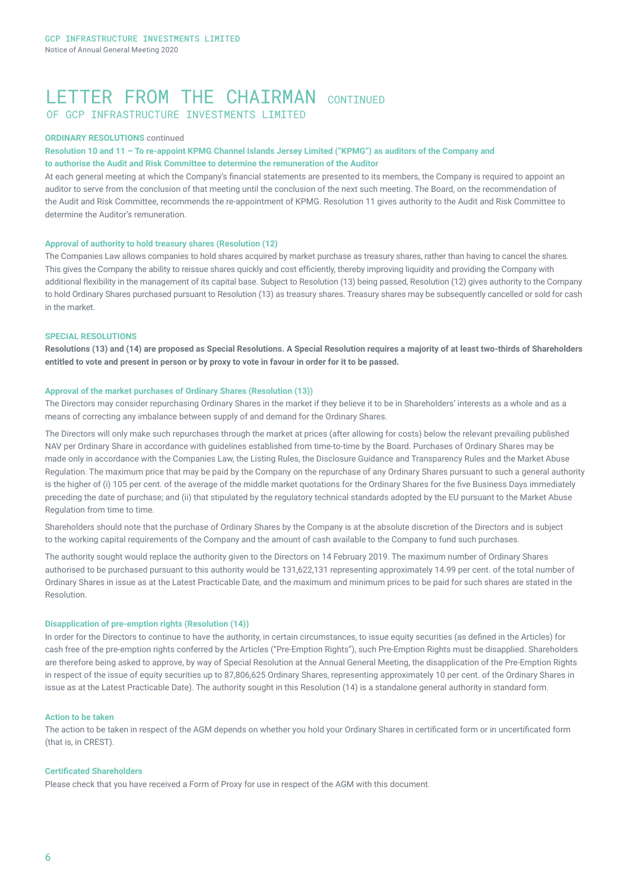# LETTER FROM THE CHAIRMAN CONTINUED

## OF GCP INFRASTRUCTURE INVESTMENTS LIMITED

**ORDINARY RESOLUTIONS** continued

**Resolution 10 and 11 – To re-appoint KPMG Channel Islands Jersey Limited ("KPMG") as auditors of the Company and to authorise the Audit and Risk Committee to determine the remuneration of the Auditor**

At each general meeting at which the Company's financial statements are presented to its members, the Company is required to appoint an auditor to serve from the conclusion of that meeting until the conclusion of the next such meeting. The Board, on the recommendation of the Audit and Risk Committee, recommends the re-appointment of KPMG. Resolution 11 gives authority to the Audit and Risk Committee to determine the Auditor's remuneration.

**Approval of authority to hold treasury shares (Resolution (12)**

The Companies Law allows companies to hold shares acquired by market purchase as treasury shares, rather than having to cancel the shares. This gives the Company the ability to reissue shares quickly and cost efficiently, thereby improving liquidity and providing the Company with additional flexibility in the management of its capital base. Subject to Resolution (13) being passed, Resolution (12) gives authority to the Company to hold Ordinary Shares purchased pursuant to Resolution (13) as treasury shares. Treasury shares may be subsequently cancelled or sold for cash in the market.

**SPECIAL RESOLUTIONS**

**Resolutions (13) and (14) are proposed as Special Resolutions. A Special Resolution requires a majority of at least two-thirds of Shareholders entitled to vote and present in person or by proxy to vote in favour in order for it to be passed.**

**Approval of the market purchases of Ordinary Shares (Resolution (13))**

The Directors may consider repurchasing Ordinary Shares in the market if they believe it to be in Shareholders' interests as a whole and as a means of correcting any imbalance between supply of and demand for the Ordinary Shares.

The Directors will only make such repurchases through the market at prices (after allowing for costs) below the relevant prevailing published NAV per Ordinary Share in accordance with guidelines established from time-to-time by the Board. Purchases of Ordinary Shares may be made only in accordance with the Companies Law, the Listing Rules, the Disclosure Guidance and Transparency Rules and the Market Abuse Regulation. The maximum price that may be paid by the Company on the repurchase of any Ordinary Shares pursuant to such a general authority is the higher of (i) 105 per cent. of the average of the middle market quotations for the Ordinary Shares for the five Business Days immediately preceding the date of purchase; and (ii) that stipulated by the regulatory technical standards adopted by the EU pursuant to the Market Abuse Regulation from time to time.

Shareholders should note that the purchase of Ordinary Shares by the Company is at the absolute discretion of the Directors and is subject to the working capital requirements of the Company and the amount of cash available to the Company to fund such purchases.

The authority sought would replace the authority given to the Directors on 14 February 2019. The maximum number of Ordinary Shares authorised to be purchased pursuant to this authority would be 131,622,131 representing approximately 14.99 per cent. of the total number of Ordinary Shares in issue as at the Latest Practicable Date, and the maximum and minimum prices to be paid for such shares are stated in the Resolution.

**Disapplication of pre-emption rights (Resolution (14))**

In order for the Directors to continue to have the authority, in certain circumstances, to issue equity securities (as defined in the Articles) for cash free of the pre-emption rights conferred by the Articles ("Pre-Emption Rights"), such Pre-Emption Rights must be disapplied. Shareholders are therefore being asked to approve, by way of Special Resolution at the Annual General Meeting, the disapplication of the Pre-Emption Rights in respect of the issue of equity securities up to 87,806,625 Ordinary Shares, representing approximately 10 per cent. of the Ordinary Shares in issue as at the Latest Practicable Date). The authority sought in this Resolution (14) is a standalone general authority in standard form.

**Action to be taken**

The action to be taken in respect of the AGM depends on whether you hold your Ordinary Shares in certificated form or in uncertificated form (that is, in CREST).

**Certificated Shareholders**

Please check that you have received a Form of Proxy for use in respect of the AGM with this document.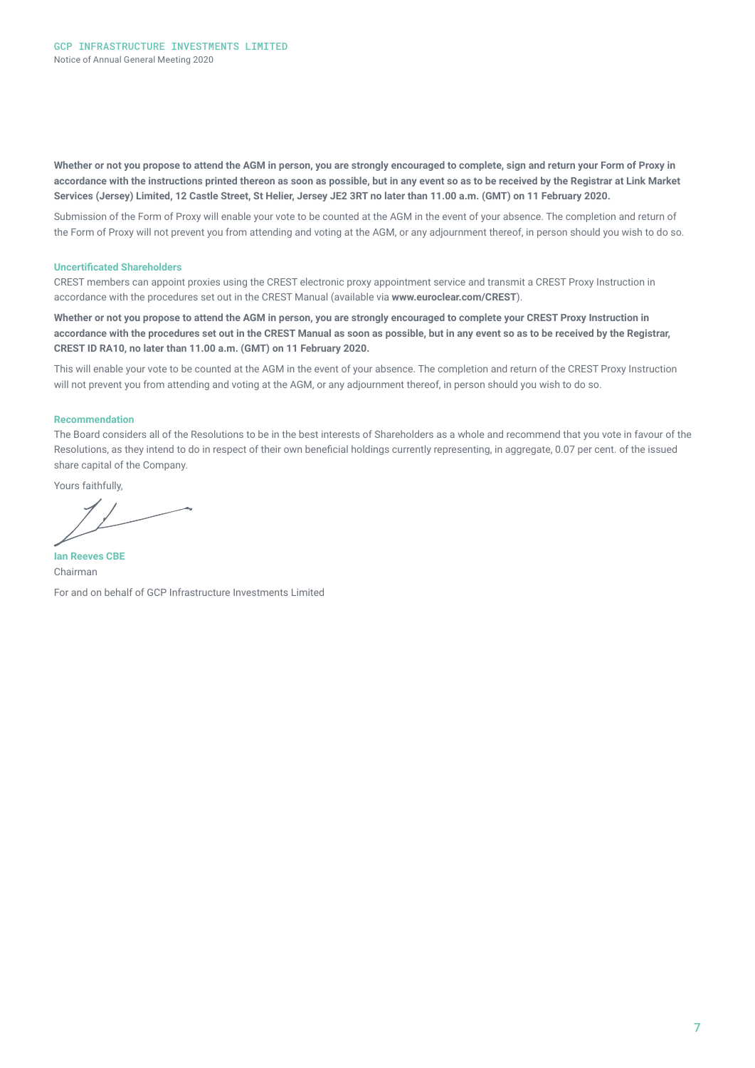**Whether or not you propose to attend the AGM in person, you are strongly encouraged to complete, sign and return your Form of Proxy in accordance with the instructions printed thereon as soon as possible, but in any event so as to be received by the Registrar at Link Market Services (Jersey) Limited, 12 Castle Street, St Helier, Jersey JE2 3RT no later than 11.00 a.m. (GMT) on 11 February 2020.**

Submission of the Form of Proxy will enable your vote to be counted at the AGM in the event of your absence. The completion and return of the Form of Proxy will not prevent you from attending and voting at the AGM, or any adjournment thereof, in person should you wish to do so.

### Uncertificated Shareholders

CREST members can appoint proxies using the CREST electronic proxy appointment service and transmit a CREST Proxy Instruction in accordance with the procedures set out in the CREST Manual (available via **www.euroclear.com/CREST**).

**Whether or not you propose to attend the AGM in person, you are strongly encouraged to complete your CREST Proxy Instruction in accordance with the procedures set out in the CREST Manual as soon as possible, but in any event so as to be received by the Registrar, CREST ID RA10, no later than 11.00 a.m. (GMT) on 11 February 2020.**

This will enable your vote to be counted at the AGM in the event of your absence. The completion and return of the CREST Proxy Instruction will not prevent you from attending and voting at the AGM, or any adjournment thereof, in person should you wish to do so.

### Recommendation

The Board considers all of the Resolutions to be in the best interests of Shareholders as a whole and recommend that you vote in favour of the Resolutions, as they intend to do in respect of their own beneficial holdings currently representing, in aggregate, 0.07 per cent. of the issued share capital of the Company.

Yours faithfully,

**Ian Reeves CBE**
Chairman

For and on behalf of GCP Infrastructure Investments Limited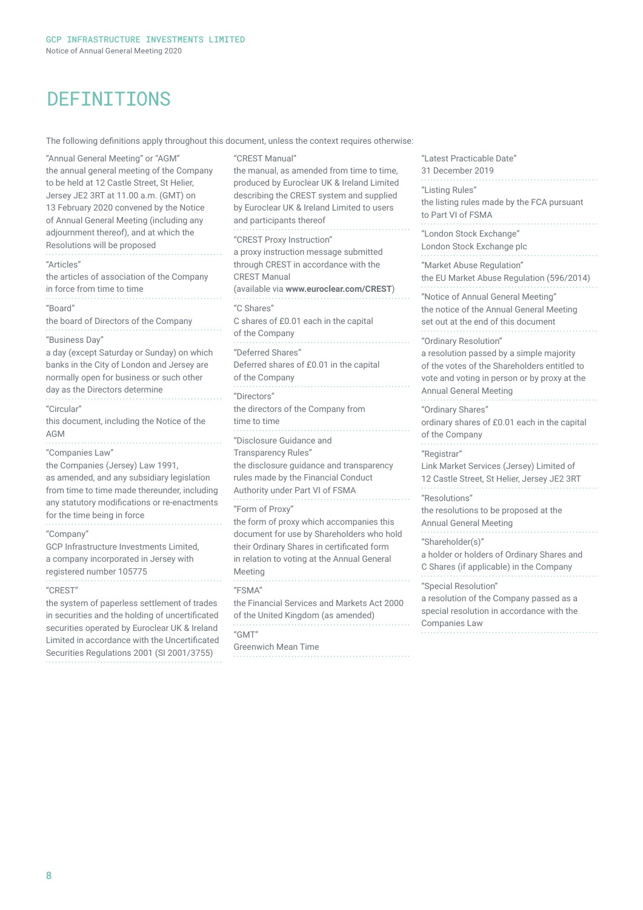# DEFINITIONS

The following definitions apply throughout this document, unless the context requires otherwise:

"Annual General Meeting" or "AGM"
the annual general meeting of the Company to be held at 12 Castle Street, St Helier, Jersey JE2 3RT at 11.00 a.m. (GMT) on 13 February 2020 convened by the Notice of Annual General Meeting (including any adjournment thereof), and at which the Resolutions will be proposed

"Articles"
the articles of association of the Company in force from time to time

"Board"
the board of Directors of the Company

"Business Day"
a day (except Saturday or Sunday) on which banks in the City of London and Jersey are normally open for business or such other day as the Directors determine

"Circular"
this document, including the Notice of the AGM

"Companies Law"
the Companies (Jersey) Law 1991, as amended, and any subsidiary legislation from time to time made thereunder, including any statutory modifications or re-enactments for the time being in force

"Company"
GCP Infrastructure Investments Limited, a company incorporated in Jersey with registered number 105775

"CREST"
the system of paperless settlement of trades in securities and the holding of uncertificated securities operated by Euroclear UK & Ireland Limited in accordance with the Uncertificated Securities Regulations 2001 (SI 2001/3755)

"CREST Manual"
the manual, as amended from time to time, produced by Euroclear UK & Ireland Limited describing the CREST system and supplied by Euroclear UK & Ireland Limited to users and participants thereof

"CREST Proxy Instruction"
a proxy instruction message submitted through CREST in accordance with the CREST Manual
(available via **www.euroclear.com/CREST**)

"C Shares"
C shares of £0.01 each in the capital of the Company

"Deferred Shares"
Deferred shares of £0.01 in the capital of the Company

"Directors"
the directors of the Company from time to time

"Disclosure Guidance and Transparency Rules"
the disclosure guidance and transparency rules made by the Financial Conduct Authority under Part VI of FSMA

"Form of Proxy"
the form of proxy which accompanies this document for use by Shareholders who hold their Ordinary Shares in certificated form in relation to voting at the Annual General Meeting

"FSMA"
the Financial Services and Markets Act 2000 of the United Kingdom (as amended)

"GMT"
Greenwich Mean Time

"Latest Practicable Date"
31 December 2019

"Listing Rules"
the listing rules made by the FCA pursuant to Part VI of FSMA

"London Stock Exchange"
London Stock Exchange plc

"Market Abuse Regulation"
the EU Market Abuse Regulation (596/2014)

"Notice of Annual General Meeting"
the notice of the Annual General Meeting set out at the end of this document

"Ordinary Resolution"
a resolution passed by a simple majority of the votes of the Shareholders entitled to vote and voting in person or by proxy at the Annual General Meeting

"Ordinary Shares"
ordinary shares of £0.01 each in the capital of the Company

"Registrar"
Link Market Services (Jersey) Limited of 12 Castle Street, St Helier, Jersey JE2 3RT

"Resolutions"
the resolutions to be proposed at the Annual General Meeting

"Shareholder(s)"
a holder or holders of Ordinary Shares and C Shares (if applicable) in the Company

"Special Resolution"
a resolution of the Company passed as a special resolution in accordance with the Companies Law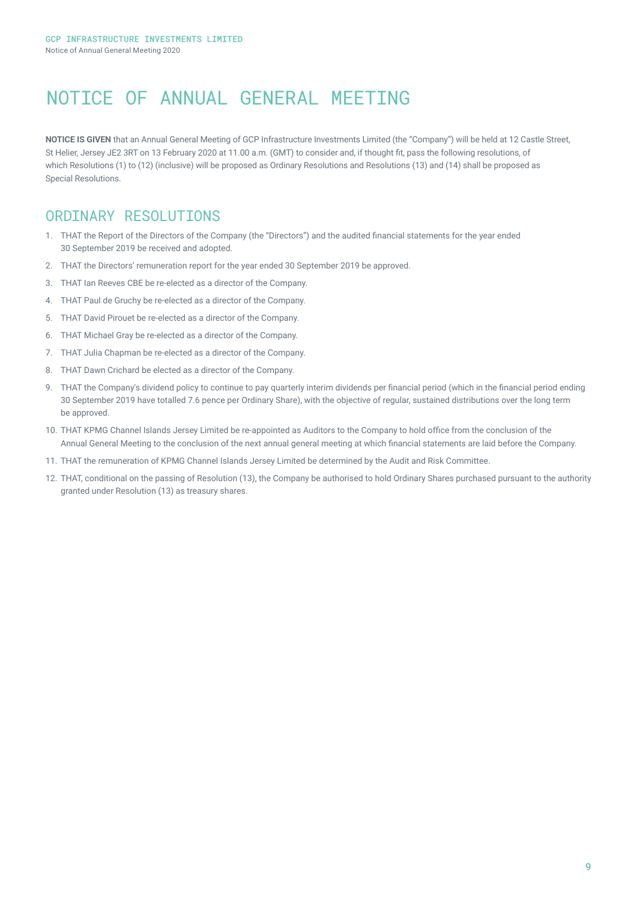# NOTICE OF ANNUAL GENERAL MEETING

**NOTICE IS GIVEN** that an Annual General Meeting of GCP Infrastructure Investments Limited (the "Company") will be held at 12 Castle Street, St Helier, Jersey JE2 3RT on 13 February 2020 at 11.00 a.m. (GMT) to consider and, if thought fit, pass the following resolutions, of which Resolutions (1) to (12) (inclusive) will be proposed as Ordinary Resolutions and Resolutions (13) and (14) shall be proposed as Special Resolutions.

## ORDINARY RESOLUTIONS

1. THAT the Report of the Directors of the Company (the "Directors") and the audited financial statements for the year ended 30 September 2019 be received and adopted.
2. THAT the Directors' remuneration report for the year ended 30 September 2019 be approved.
3. THAT Ian Reeves CBE be re-elected as a director of the Company.
4. THAT Paul de Gruchy be re-elected as a director of the Company.
5. THAT David Pirouet be re-elected as a director of the Company.
6. THAT Michael Gray be re-elected as a director of the Company.
7. THAT Julia Chapman be re-elected as a director of the Company.
8. THAT Dawn Crichard be elected as a director of the Company.
9. THAT the Company's dividend policy to continue to pay quarterly interim dividends per financial period (which in the financial period ending 30 September 2019 have totalled 7.6 pence per Ordinary Share), with the objective of regular, sustained distributions over the long term be approved.
10. THAT KPMG Channel Islands Jersey Limited be re-appointed as Auditors to the Company to hold office from the conclusion of the Annual General Meeting to the conclusion of the next annual general meeting at which financial statements are laid before the Company.
11. THAT the remuneration of KPMG Channel Islands Jersey Limited be determined by the Audit and Risk Committee.
12. THAT, conditional on the passing of Resolution (13), the Company be authorised to hold Ordinary Shares purchased pursuant to the authority granted under Resolution (13) as treasury shares.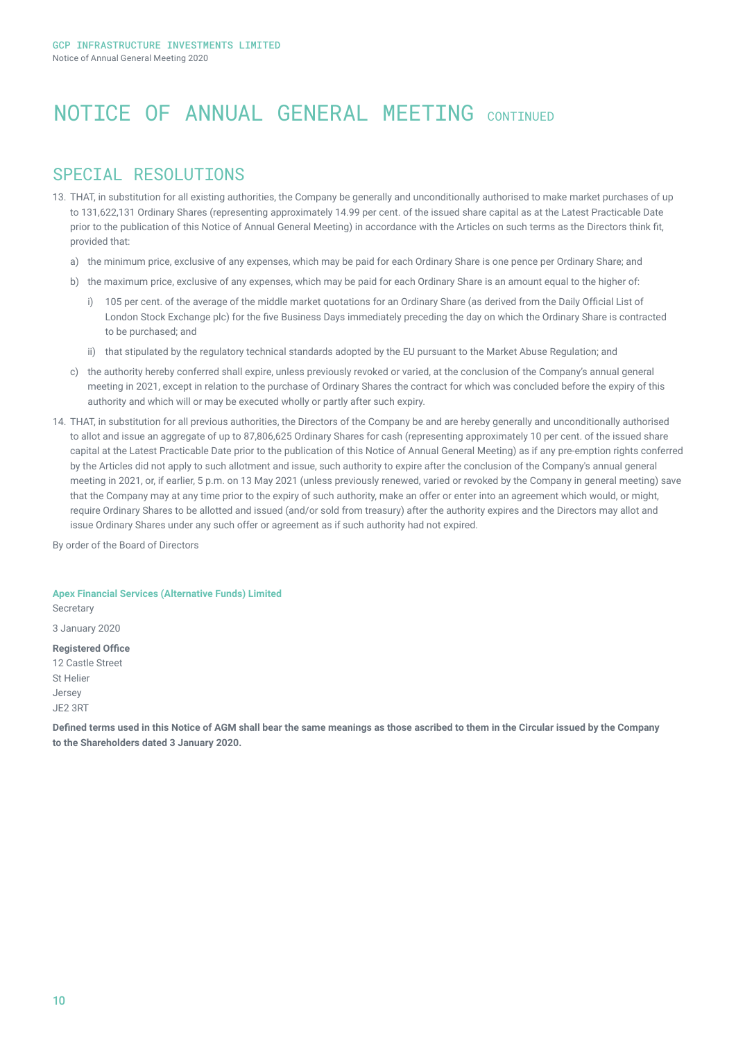# NOTICE OF ANNUAL GENERAL MEETING CONTINUED

## SPECIAL RESOLUTIONS

13. THAT, in substitution for all existing authorities, the Company be generally and unconditionally authorised to make market purchases of up to 131,622,131 Ordinary Shares (representing approximately 14.99 per cent. of the issued share capital as at the Latest Practicable Date prior to the publication of this Notice of Annual General Meeting) in accordance with the Articles on such terms as the Directors think fit, provided that:

    a) the minimum price, exclusive of any expenses, which may be paid for each Ordinary Share is one pence per Ordinary Share; and

    b) the maximum price, exclusive of any expenses, which may be paid for each Ordinary Share is an amount equal to the higher of:

        i) 105 per cent. of the average of the middle market quotations for an Ordinary Share (as derived from the Daily Official List of London Stock Exchange plc) for the five Business Days immediately preceding the day on which the Ordinary Share is contracted to be purchased; and

        ii) that stipulated by the regulatory technical standards adopted by the EU pursuant to the Market Abuse Regulation; and

    c) the authority hereby conferred shall expire, unless previously revoked or varied, at the conclusion of the Company's annual general meeting in 2021, except in relation to the purchase of Ordinary Shares the contract for which was concluded before the expiry of this authority and which will or may be executed wholly or partly after such expiry.

14. THAT, in substitution for all previous authorities, the Directors of the Company be and are hereby generally and unconditionally authorised to allot and issue an aggregate of up to 87,806,625 Ordinary Shares for cash (representing approximately 10 per cent. of the issued share capital at the Latest Practicable Date prior to the publication of this Notice of Annual General Meeting) as if any pre-emption rights conferred by the Articles did not apply to such allotment and issue, such authority to expire after the conclusion of the Company's annual general meeting in 2021, or, if earlier, 5 p.m. on 13 May 2021 (unless previously renewed, varied or revoked by the Company in general meeting) save that the Company may at any time prior to the expiry of such authority, make an offer or enter into an agreement which would, or might, require Ordinary Shares to be allotted and issued (and/or sold from treasury) after the authority expires and the Directors may allot and issue Ordinary Shares under any such offer or agreement as if such authority had not expired.

By order of the Board of Directors

**Apex Financial Services (Alternative Funds) Limited**
Secretary

3 January 2020

**Registered Office**
12 Castle Street
St Helier
Jersey
JE2 3RT

**Defined terms used in this Notice of AGM shall bear the same meanings as those ascribed to them in the Circular issued by the Company to the Shareholders dated 3 January 2020.**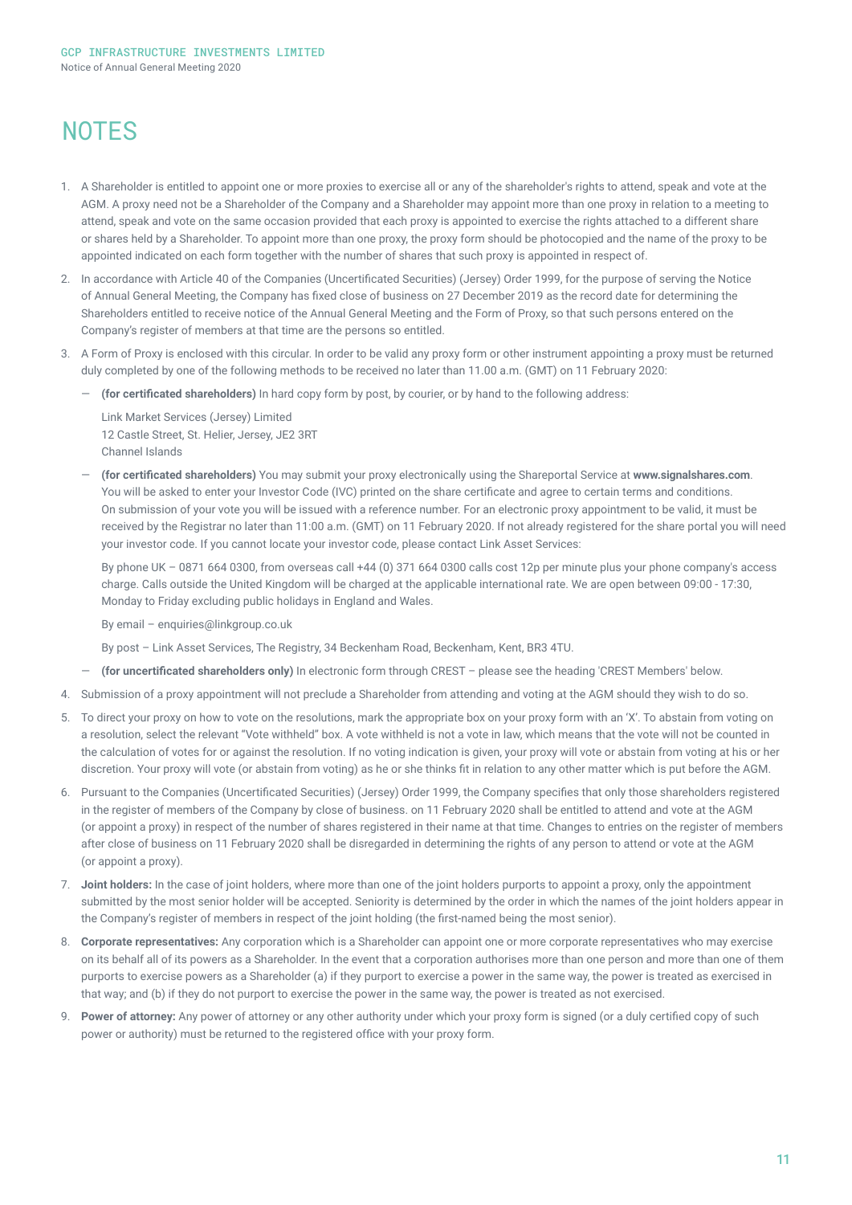# NOTES

1. A Shareholder is entitled to appoint one or more proxies to exercise all or any of the shareholder's rights to attend, speak and vote at the AGM. A proxy need not be a Shareholder of the Company and a Shareholder may appoint more than one proxy in relation to a meeting to attend, speak and vote on the same occasion provided that each proxy is appointed to exercise the rights attached to a different share or shares held by a Shareholder. To appoint more than one proxy, the proxy form should be photocopied and the name of the proxy to be appointed indicated on each form together with the number of shares that such proxy is appointed in respect of.
2. In accordance with Article 40 of the Companies (Uncertificated Securities) (Jersey) Order 1999, for the purpose of serving the Notice of Annual General Meeting, the Company has fixed close of business on 27 December 2019 as the record date for determining the Shareholders entitled to receive notice of the Annual General Meeting and the Form of Proxy, so that such persons entered on the Company's register of members at that time are the persons so entitled.
3. A Form of Proxy is enclosed with this circular. In order to be valid any proxy form or other instrument appointing a proxy must be returned duly completed by one of the following methods to be received no later than 11.00 a.m. (GMT) on 11 February 2020:
   - **(for certificated shareholders)** In hard copy form by post, by courier, or by hand to the following address:

     Link Market Services (Jersey) Limited
     12 Castle Street, St. Helier, Jersey, JE2 3RT
     Channel Islands

   - **(for certificated shareholders)** You may submit your proxy electronically using the Shareportal Service at **www.signalshares.com**. You will be asked to enter your Investor Code (IVC) printed on the share certificate and agree to certain terms and conditions. On submission of your vote you will be issued with a reference number. For an electronic proxy appointment to be valid, it must be received by the Registrar no later than 11:00 a.m. (GMT) on 11 February 2020. If not already registered for the share portal you will need your investor code. If you cannot locate your investor code, please contact Link Asset Services:

     By phone UK – 0871 664 0300, from overseas call +44 (0) 371 664 0300 calls cost 12p per minute plus your phone company's access charge. Calls outside the United Kingdom will be charged at the applicable international rate. We are open between 09:00 - 17:30, Monday to Friday excluding public holidays in England and Wales.

     By email – enquiries@linkgroup.co.uk

     By post – Link Asset Services, The Registry, 34 Beckenham Road, Beckenham, Kent, BR3 4TU.

   - **(for uncertificated shareholders only)** In electronic form through CREST – please see the heading 'CREST Members' below.
4. Submission of a proxy appointment will not preclude a Shareholder from attending and voting at the AGM should they wish to do so.
5. To direct your proxy on how to vote on the resolutions, mark the appropriate box on your proxy form with an 'X'. To abstain from voting on a resolution, select the relevant "Vote withheld" box. A vote withheld is not a vote in law, which means that the vote will not be counted in the calculation of votes for or against the resolution. If no voting indication is given, your proxy will vote or abstain from voting at his or her discretion. Your proxy will vote (or abstain from voting) as he or she thinks fit in relation to any other matter which is put before the AGM.
6. Pursuant to the Companies (Uncertificated Securities) (Jersey) Order 1999, the Company specifies that only those shareholders registered in the register of members of the Company by close of business. on 11 February 2020 shall be entitled to attend and vote at the AGM (or appoint a proxy) in respect of the number of shares registered in their name at that time. Changes to entries on the register of members after close of business on 11 February 2020 shall be disregarded in determining the rights of any person to attend or vote at the AGM (or appoint a proxy).
7. **Joint holders:** In the case of joint holders, where more than one of the joint holders purports to appoint a proxy, only the appointment submitted by the most senior holder will be accepted. Seniority is determined by the order in which the names of the joint holders appear in the Company's register of members in respect of the joint holding (the first-named being the most senior).
8. **Corporate representatives:** Any corporation which is a Shareholder can appoint one or more corporate representatives who may exercise on its behalf all of its powers as a Shareholder. In the event that a corporation authorises more than one person and more than one of them purports to exercise powers as a Shareholder (a) if they purport to exercise a power in the same way, the power is treated as exercised in that way; and (b) if they do not purport to exercise the power in the same way, the power is treated as not exercised.
9. **Power of attorney:** Any power of attorney or any other authority under which your proxy form is signed (or a duly certified copy of such power or authority) must be returned to the registered office with your proxy form.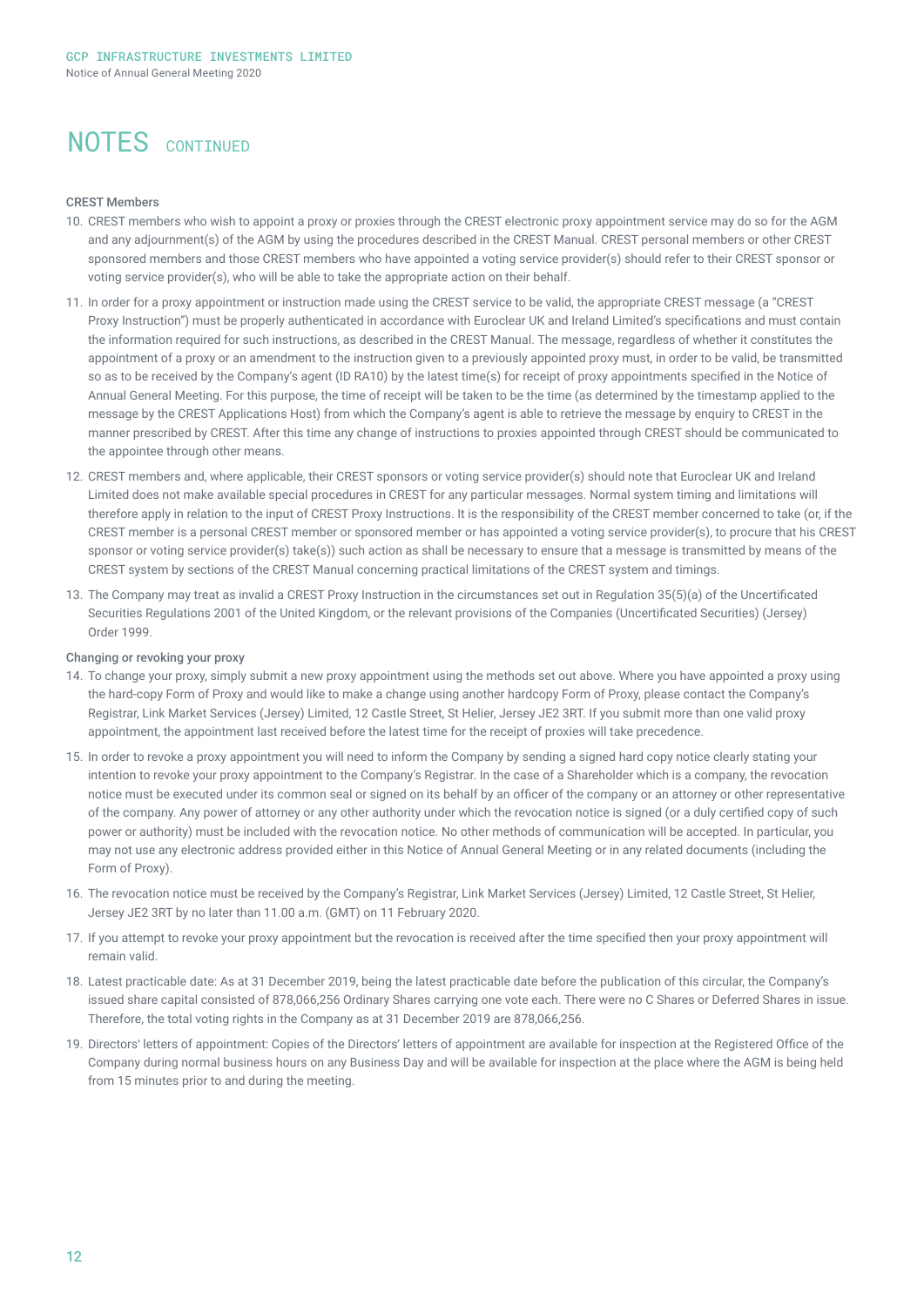# NOTES CONTINUED

### CREST Members

10. CREST members who wish to appoint a proxy or proxies through the CREST electronic proxy appointment service may do so for the AGM and any adjournment(s) of the AGM by using the procedures described in the CREST Manual. CREST personal members or other CREST sponsored members and those CREST members who have appointed a voting service provider(s) should refer to their CREST sponsor or voting service provider(s), who will be able to take the appropriate action on their behalf.
11. In order for a proxy appointment or instruction made using the CREST service to be valid, the appropriate CREST message (a "CREST Proxy Instruction") must be properly authenticated in accordance with Euroclear UK and Ireland Limited's specifications and must contain the information required for such instructions, as described in the CREST Manual. The message, regardless of whether it constitutes the appointment of a proxy or an amendment to the instruction given to a previously appointed proxy must, in order to be valid, be transmitted so as to be received by the Company's agent (ID RA10) by the latest time(s) for receipt of proxy appointments specified in the Notice of Annual General Meeting. For this purpose, the time of receipt will be taken to be the time (as determined by the timestamp applied to the message by the CREST Applications Host) from which the Company's agent is able to retrieve the message by enquiry to CREST in the manner prescribed by CREST. After this time any change of instructions to proxies appointed through CREST should be communicated to the appointee through other means.
12. CREST members and, where applicable, their CREST sponsors or voting service provider(s) should note that Euroclear UK and Ireland Limited does not make available special procedures in CREST for any particular messages. Normal system timing and limitations will therefore apply in relation to the input of CREST Proxy Instructions. It is the responsibility of the CREST member concerned to take (or, if the CREST member is a personal CREST member or sponsored member or has appointed a voting service provider(s), to procure that his CREST sponsor or voting service provider(s) take(s)) such action as shall be necessary to ensure that a message is transmitted by means of the CREST system by sections of the CREST Manual concerning practical limitations of the CREST system and timings.
13. The Company may treat as invalid a CREST Proxy Instruction in the circumstances set out in Regulation 35(5)(a) of the Uncertificated Securities Regulations 2001 of the United Kingdom, or the relevant provisions of the Companies (Uncertificated Securities) (Jersey) Order 1999.

### Changing or revoking your proxy

14. To change your proxy, simply submit a new proxy appointment using the methods set out above. Where you have appointed a proxy using the hard-copy Form of Proxy and would like to make a change using another hardcopy Form of Proxy, please contact the Company's Registrar, Link Market Services (Jersey) Limited, 12 Castle Street, St Helier, Jersey JE2 3RT. If you submit more than one valid proxy appointment, the appointment last received before the latest time for the receipt of proxies will take precedence.
15. In order to revoke a proxy appointment you will need to inform the Company by sending a signed hard copy notice clearly stating your intention to revoke your proxy appointment to the Company's Registrar. In the case of a Shareholder which is a company, the revocation notice must be executed under its common seal or signed on its behalf by an officer of the company or an attorney or other representative of the company. Any power of attorney or any other authority under which the revocation notice is signed (or a duly certified copy of such power or authority) must be included with the revocation notice. No other methods of communication will be accepted. In particular, you may not use any electronic address provided either in this Notice of Annual General Meeting or in any related documents (including the Form of Proxy).
16. The revocation notice must be received by the Company's Registrar, Link Market Services (Jersey) Limited, 12 Castle Street, St Helier, Jersey JE2 3RT by no later than 11.00 a.m. (GMT) on 11 February 2020.
17. If you attempt to revoke your proxy appointment but the revocation is received after the time specified then your proxy appointment will remain valid.
18. Latest practicable date: As at 31 December 2019, being the latest practicable date before the publication of this circular, the Company's issued share capital consisted of 878,066,256 Ordinary Shares carrying one vote each. There were no C Shares or Deferred Shares in issue. Therefore, the total voting rights in the Company as at 31 December 2019 are 878,066,256.
19. Directors' letters of appointment: Copies of the Directors' letters of appointment are available for inspection at the Registered Office of the Company during normal business hours on any Business Day and will be available for inspection at the place where the AGM is being held from 15 minutes prior to and during the meeting.